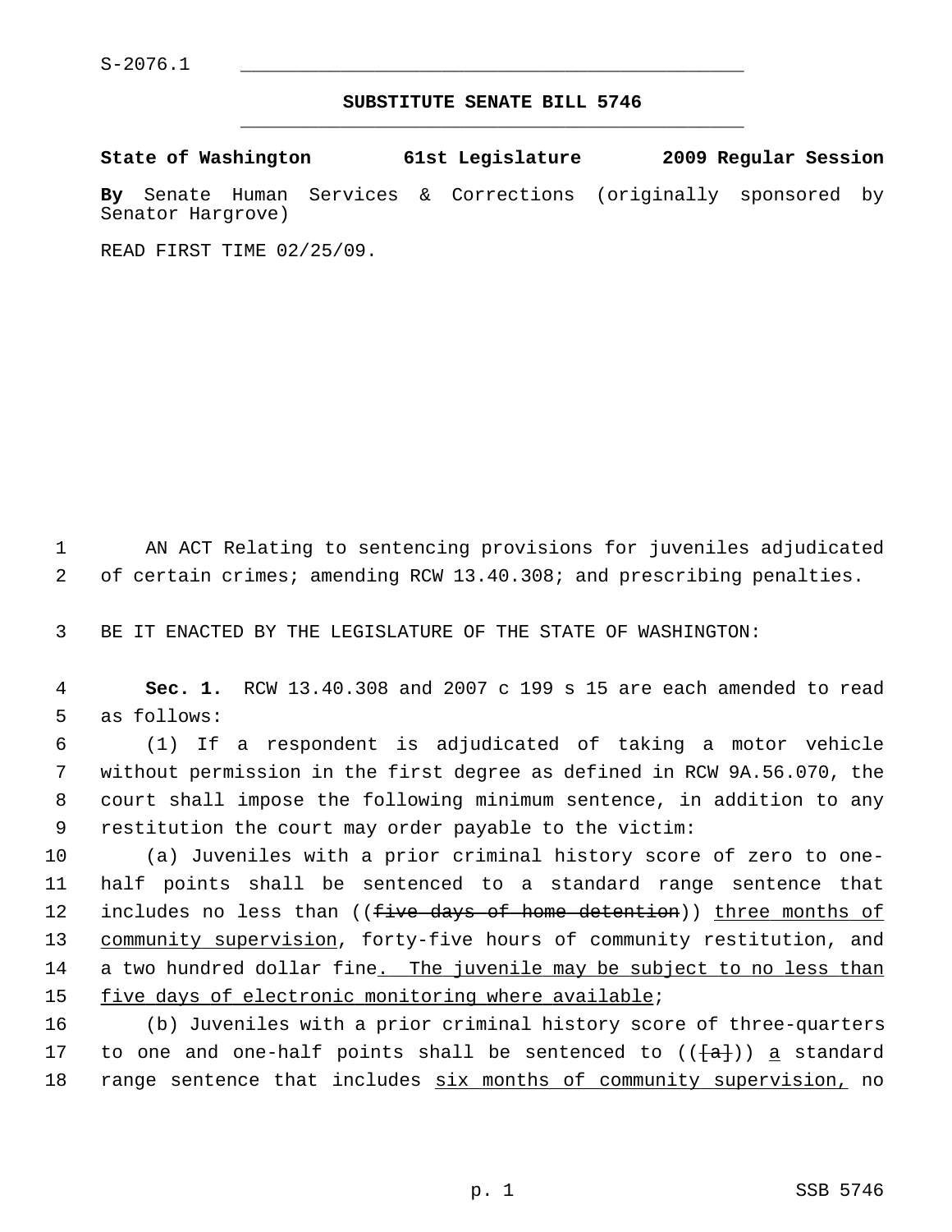S-2076.1

**SUBSTITUTE SENATE BILL 5746**

**State of Washington 61st Legislature 2009 Regular Session**

**By** Senate Human Services & Corrections (originally sponsored by Senator Hargrove)

READ FIRST TIME 02/25/09.

AN ACT Relating to sentencing provisions for juveniles adjudicated of certain crimes; amending RCW 13.40.308; and prescribing penalties.

BE IT ENACTED BY THE LEGISLATURE OF THE STATE OF WASHINGTON:

**Sec. 1.** RCW 13.40.308 and 2007 c 199 s 15 are each amended to read as follows:

(1) If a respondent is adjudicated of taking a motor vehicle without permission in the first degree as defined in RCW 9A.56.070, the court shall impose the following minimum sentence, in addition to any restitution the court may order payable to the victim:

(a) Juveniles with a prior criminal history score of zero to one-half points shall be sentenced to a standard range sentence that includes no less than ((~~five days of home detention~~)) <u>three months of community supervision</u>, forty-five hours of community restitution, and a two hundred dollar fine<u>. The juvenile may be subject to no less than five days of electronic monitoring where available</u>;

(b) Juveniles with a prior criminal history score of three-quarters to one and one-half points shall be sentenced to ((~~[a]~~)) <u>a</u> standard range sentence that includes <u>six months of community supervision,</u> no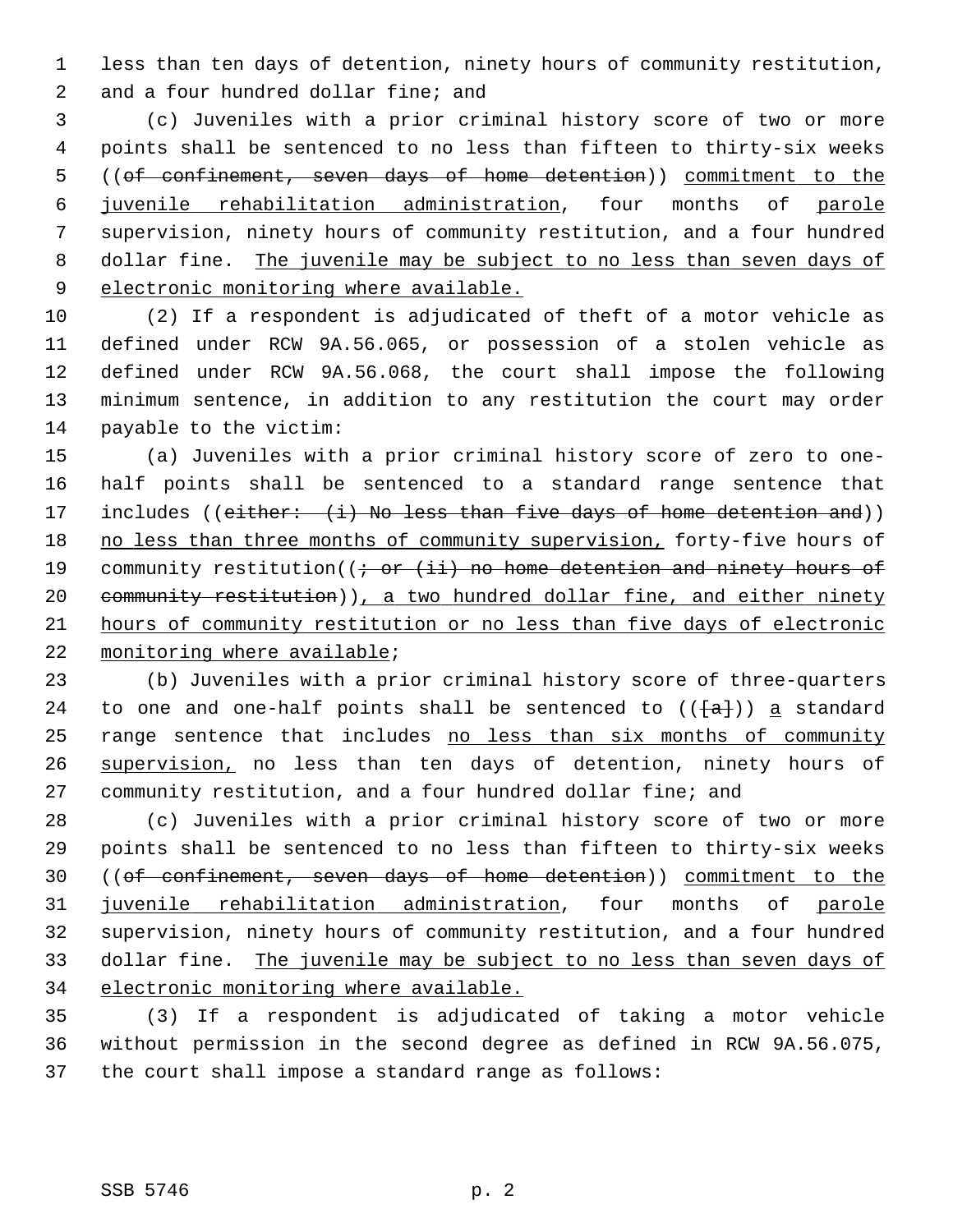less than ten days of detention, ninety hours of community restitution, and a four hundred dollar fine; and

(c) Juveniles with a prior criminal history score of two or more points shall be sentenced to no less than fifteen to thirty-six weeks ((~~of confinement, seven days of home detention~~)) commitment to the juvenile rehabilitation administration, four months of parole supervision, ninety hours of community restitution, and a four hundred dollar fine. The juvenile may be subject to no less than seven days of electronic monitoring where available.

(2) If a respondent is adjudicated of theft of a motor vehicle as defined under RCW 9A.56.065, or possession of a stolen vehicle as defined under RCW 9A.56.068, the court shall impose the following minimum sentence, in addition to any restitution the court may order payable to the victim:

(a) Juveniles with a prior criminal history score of zero to one-half points shall be sentenced to a standard range sentence that includes ((~~either: (i) No less than five days of home detention and~~)) no less than three months of community supervision, forty-five hours of community restitution((~~; or (ii) no home detention and ninety hours of community restitution~~)), a two hundred dollar fine, and either ninety hours of community restitution or no less than five days of electronic monitoring where available;

(b) Juveniles with a prior criminal history score of three-quarters to one and one-half points shall be sentenced to ((~~[a]~~)) a standard range sentence that includes no less than six months of community supervision, no less than ten days of detention, ninety hours of community restitution, and a four hundred dollar fine; and

(c) Juveniles with a prior criminal history score of two or more points shall be sentenced to no less than fifteen to thirty-six weeks ((~~of confinement, seven days of home detention~~)) commitment to the juvenile rehabilitation administration, four months of parole supervision, ninety hours of community restitution, and a four hundred dollar fine. The juvenile may be subject to no less than seven days of electronic monitoring where available.

(3) If a respondent is adjudicated of taking a motor vehicle without permission in the second degree as defined in RCW 9A.56.075, the court shall impose a standard range as follows: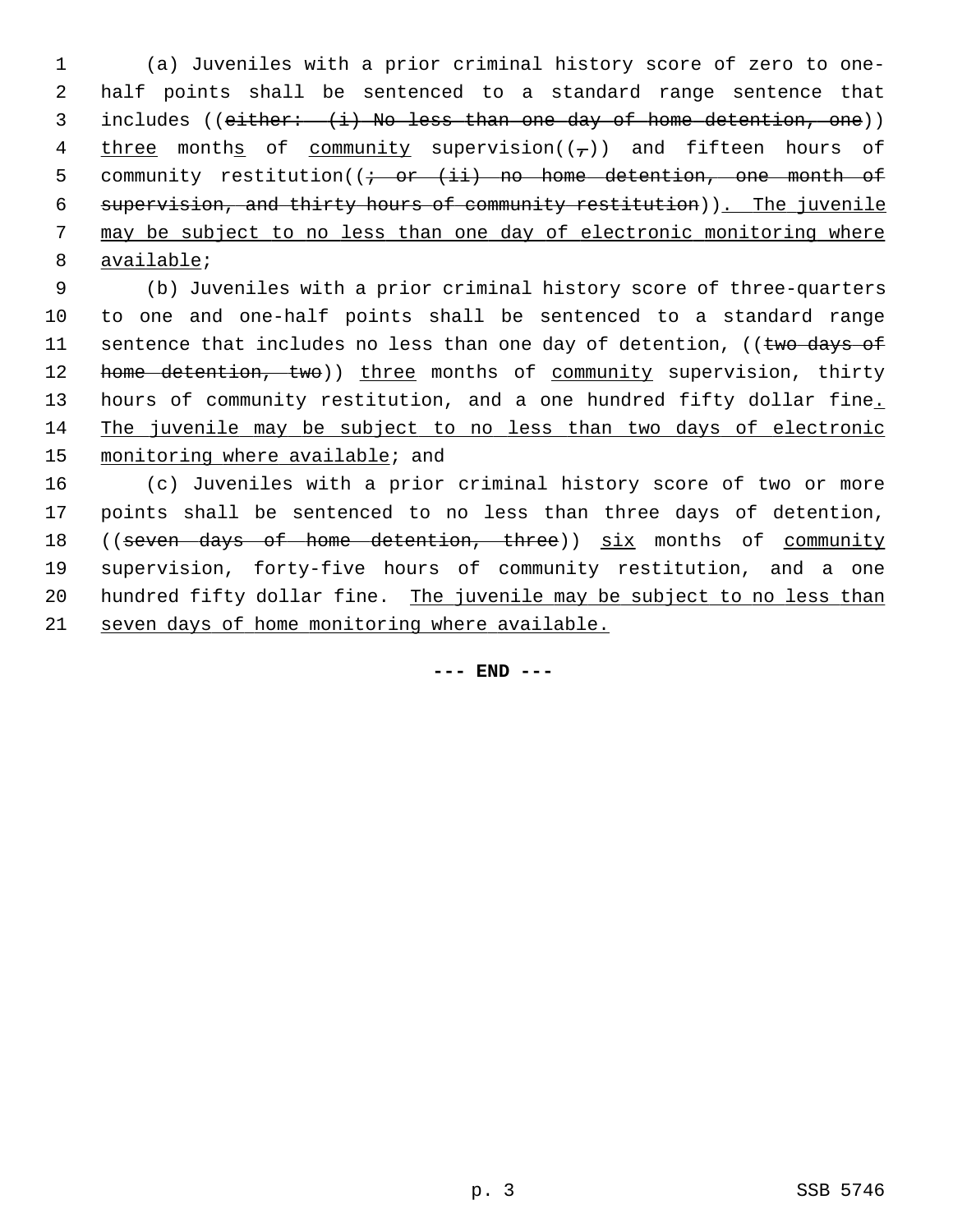(a) Juveniles with a prior criminal history score of zero to one-half points shall be sentenced to a standard range sentence that includes ((~~either: (i) No less than one day of home detention, one~~)) <u>three</u> month<u>s</u> of <u>community</u> supervision((~~,~~)) and fifteen hours of community restitution((~~; or (ii) no home detention, one month of supervision, and thirty hours of community restitution~~))<u>. The juvenile may be subject to no less than one day of electronic monitoring where available</u>;

(b) Juveniles with a prior criminal history score of three-quarters to one and one-half points shall be sentenced to a standard range sentence that includes no less than one day of detention, ((~~two days of home detention, two~~)) <u>three</u> months of <u>community</u> supervision, thirty hours of community restitution, and a one hundred fifty dollar fine<u>. The juvenile may be subject to no less than two days of electronic monitoring where available</u>; and

(c) Juveniles with a prior criminal history score of two or more points shall be sentenced to no less than three days of detention, ((~~seven days of home detention, three~~)) <u>six</u> months of <u>community</u> supervision, forty-five hours of community restitution, and a one hundred fifty dollar fine. <u>The juvenile may be subject to no less than seven days of home monitoring where available.</u>

**--- END ---**